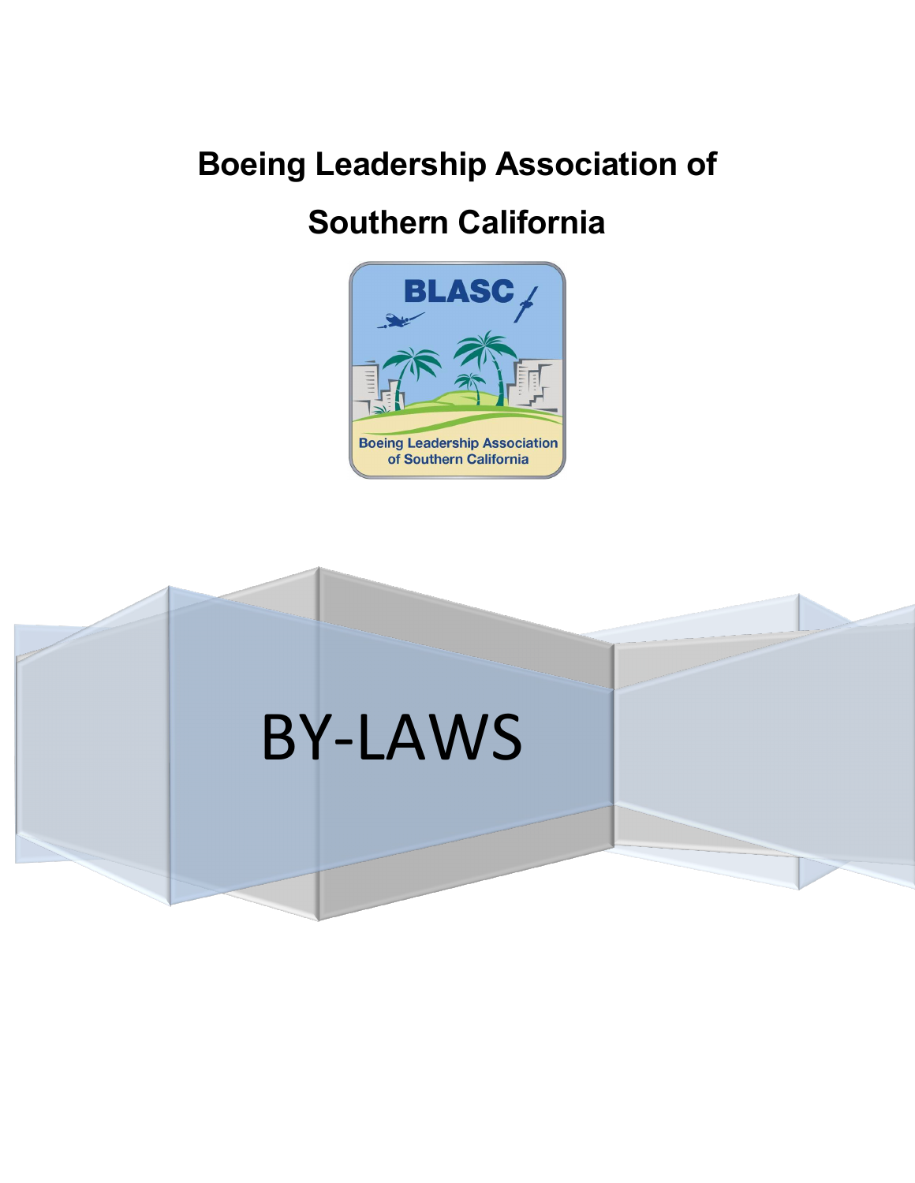# Boeing Leadership Association of Southern California

# BY-LAWS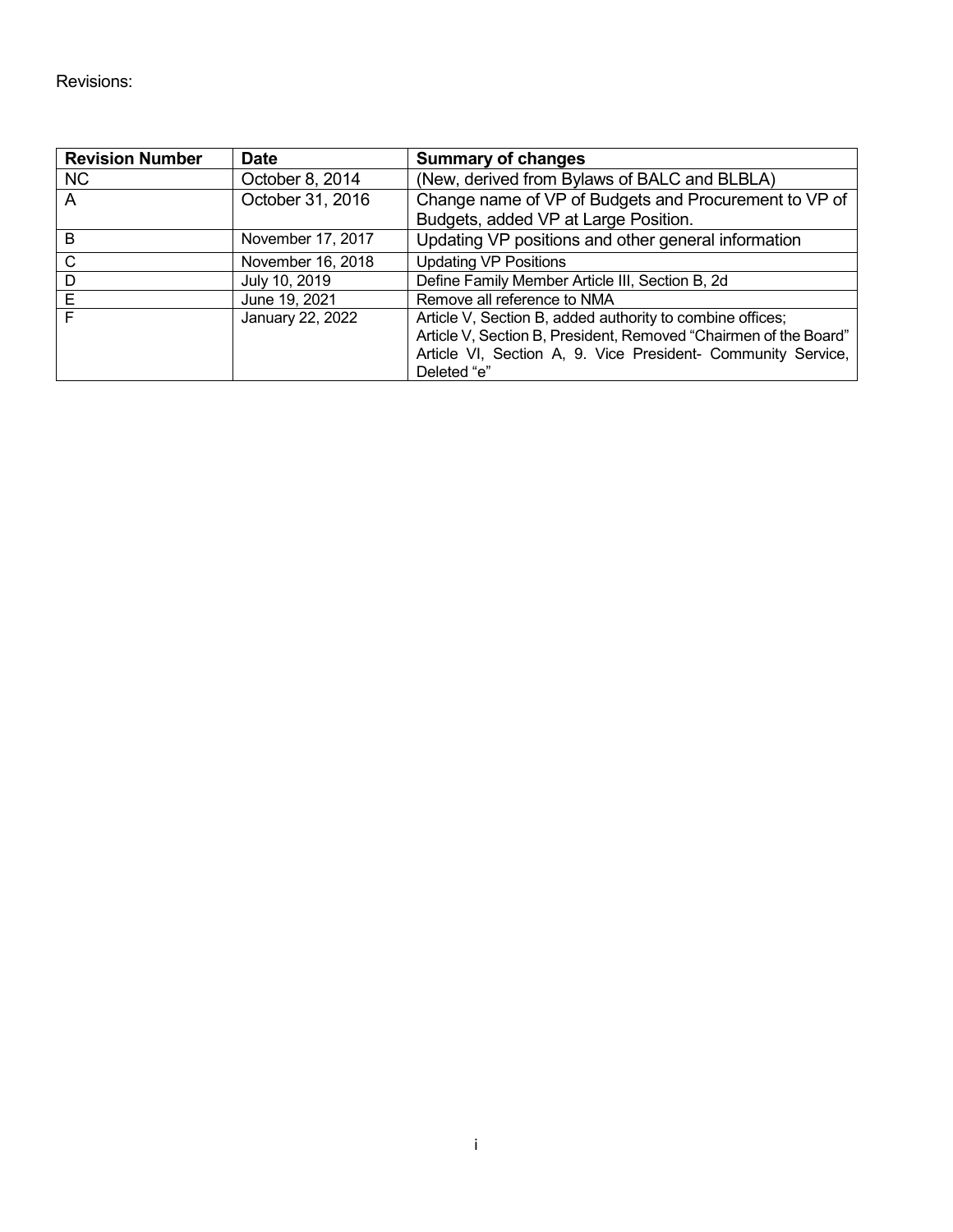Revisions:

| Revision Number | Date | Summary of changes |
|---|---|---|
| NC | October 8, 2014 | (New, derived from Bylaws of BALC and BLBLA) |
| A | October 31, 2016 | Change name of VP of Budgets and Procurement to VP of Budgets, added VP at Large Position. |
| B | November 17, 2017 | Updating VP positions and other general information |
| C | November 16, 2018 | Updating VP Positions |
| D | July 10, 2019 | Define Family Member Article III, Section B, 2d |
| E | June 19, 2021 | Remove all reference to NMA |
| F | January 22, 2022 | Article V, Section B, added authority to combine offices; Article V, Section B, President, Removed "Chairmen of the Board" Article VI, Section A, 9. Vice President- Community Service, Deleted "e" |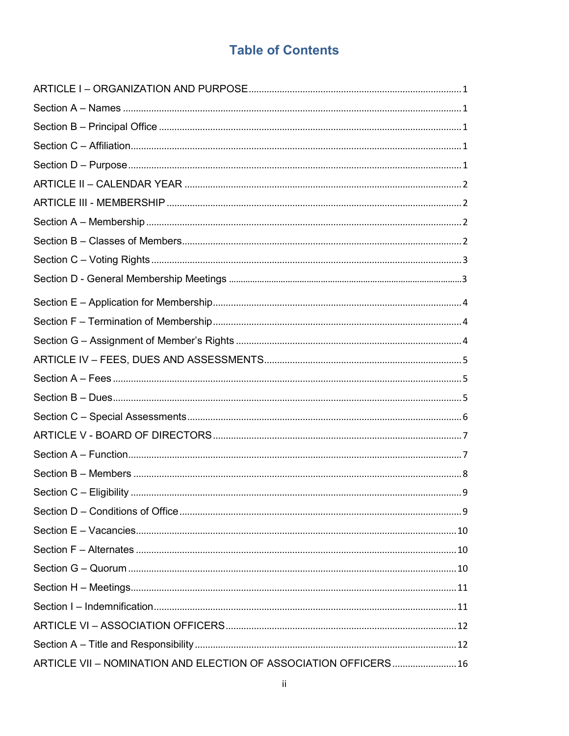# Table of Contents

ARTICLE I – ORGANIZATION AND PURPOSE .......... 1

Section A – Names .......... 1

Section B – Principal Office .......... 1

Section C – Affiliation .......... 1

Section D – Purpose .......... 1

ARTICLE II – CALENDAR YEAR .......... 2

ARTICLE III - MEMBERSHIP .......... 2

Section A – Membership .......... 2

Section B – Classes of Members .......... 2

Section C – Voting Rights .......... 3

Section D - General Membership Meetings .......... 3

Section E – Application for Membership .......... 4

Section F – Termination of Membership .......... 4

Section G – Assignment of Member's Rights .......... 4

ARTICLE IV – FEES, DUES AND ASSESSMENTS .......... 5

Section A – Fees .......... 5

Section B – Dues .......... 5

Section C – Special Assessments .......... 6

ARTICLE V - BOARD OF DIRECTORS .......... 7

Section A – Function .......... 7

Section B – Members .......... 8

Section C – Eligibility .......... 9

Section D – Conditions of Office .......... 9

Section E – Vacancies .......... 10

Section F – Alternates .......... 10

Section G – Quorum .......... 10

Section H – Meetings .......... 11

Section I – Indemnification .......... 11

ARTICLE VI – ASSOCIATION OFFICERS .......... 12

Section A – Title and Responsibility .......... 12

ARTICLE VII – NOMINATION AND ELECTION OF ASSOCIATION OFFICERS .......... 16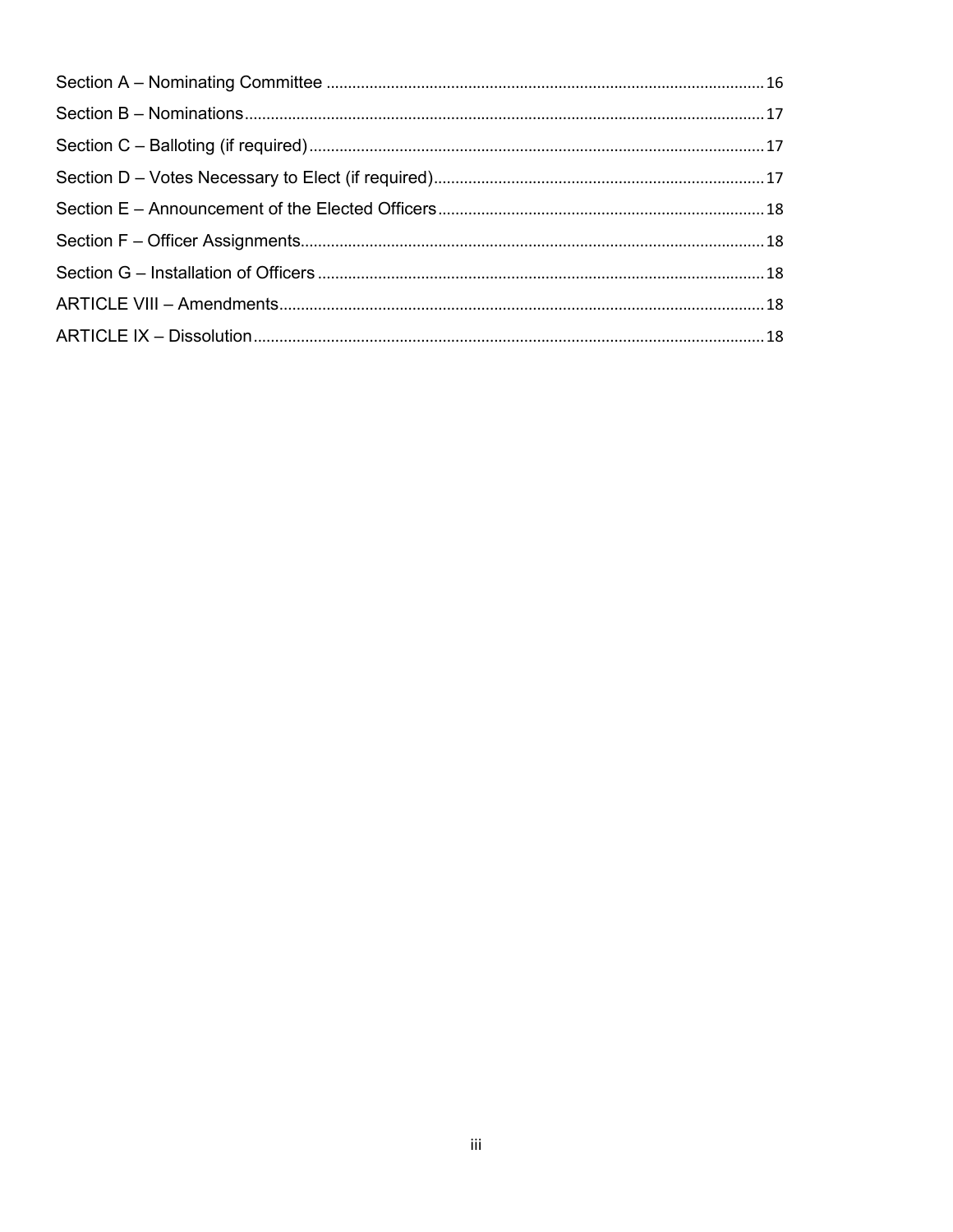Section A – Nominating Committee ..................................................................................................... 16

Section B – Nominations ....................................................................................................................... 17

Section C – Balloting (if required) ......................................................................................................... 17

Section D – Votes Necessary to Elect (if required) ............................................................................ 17

Section E – Announcement of the Elected Officers ........................................................................... 18

Section F – Officer Assignments ........................................................................................................... 18

Section G – Installation of Officers ....................................................................................................... 18

ARTICLE VIII – Amendments ................................................................................................................ 18

ARTICLE IX – Dissolution ...................................................................................................................... 18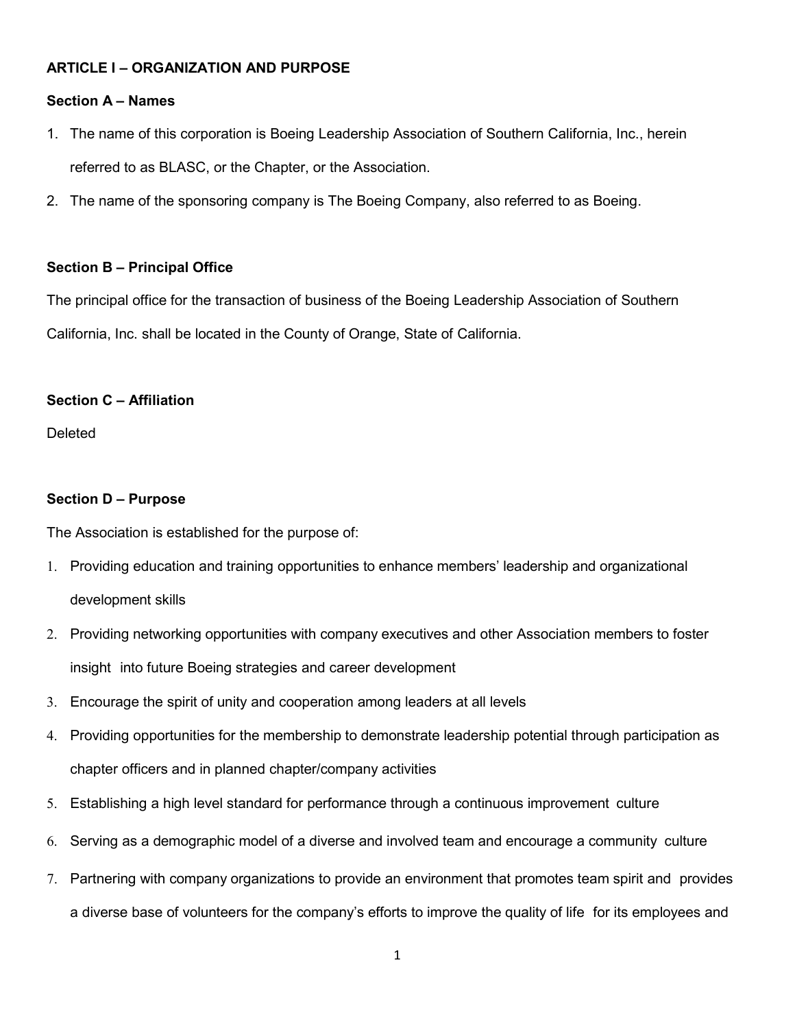**ARTICLE I – ORGANIZATION AND PURPOSE**

**Section A – Names**

1. The name of this corporation is Boeing Leadership Association of Southern California, Inc., herein referred to as BLASC, or the Chapter, or the Association.
2. The name of the sponsoring company is The Boeing Company, also referred to as Boeing.

**Section B – Principal Office**

The principal office for the transaction of business of the Boeing Leadership Association of Southern California, Inc. shall be located in the County of Orange, State of California.

**Section C – Affiliation**

Deleted

**Section D – Purpose**

The Association is established for the purpose of:

1. Providing education and training opportunities to enhance members' leadership and organizational development skills
2. Providing networking opportunities with company executives and other Association members to foster insight into future Boeing strategies and career development
3. Encourage the spirit of unity and cooperation among leaders at all levels
4. Providing opportunities for the membership to demonstrate leadership potential through participation as chapter officers and in planned chapter/company activities
5. Establishing a high level standard for performance through a continuous improvement culture
6. Serving as a demographic model of a diverse and involved team and encourage a community culture
7. Partnering with company organizations to provide an environment that promotes team spirit and provides a diverse base of volunteers for the company's efforts to improve the quality of life for its employees and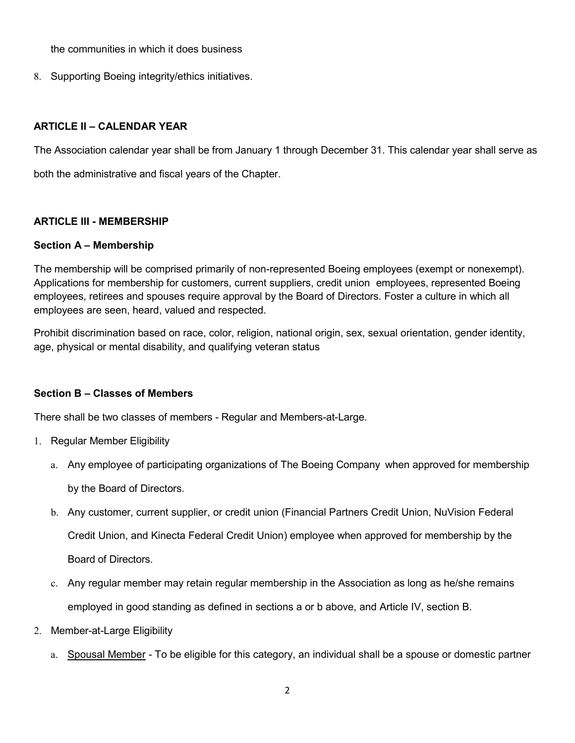the communities in which it does business

8. Supporting Boeing integrity/ethics initiatives.

## ARTICLE II – CALENDAR YEAR

The Association calendar year shall be from January 1 through December 31. This calendar year shall serve as both the administrative and fiscal years of the Chapter.

## ARTICLE III - MEMBERSHIP

### Section A – Membership

The membership will be comprised primarily of non-represented Boeing employees (exempt or nonexempt). Applications for membership for customers, current suppliers, credit union employees, represented Boeing employees, retirees and spouses require approval by the Board of Directors. Foster a culture in which all employees are seen, heard, valued and respected.

Prohibit discrimination based on race, color, religion, national origin, sex, sexual orientation, gender identity, age, physical or mental disability, and qualifying veteran status

### Section B – Classes of Members

There shall be two classes of members - Regular and Members-at-Large.

1. Regular Member Eligibility
   a. Any employee of participating organizations of The Boeing Company when approved for membership by the Board of Directors.
   b. Any customer, current supplier, or credit union (Financial Partners Credit Union, NuVision Federal Credit Union, and Kinecta Federal Credit Union) employee when approved for membership by the Board of Directors.
   c. Any regular member may retain regular membership in the Association as long as he/she remains employed in good standing as defined in sections a or b above, and Article IV, section B.
2. Member-at-Large Eligibility
   a. Spousal Member - To be eligible for this category, an individual shall be a spouse or domestic partner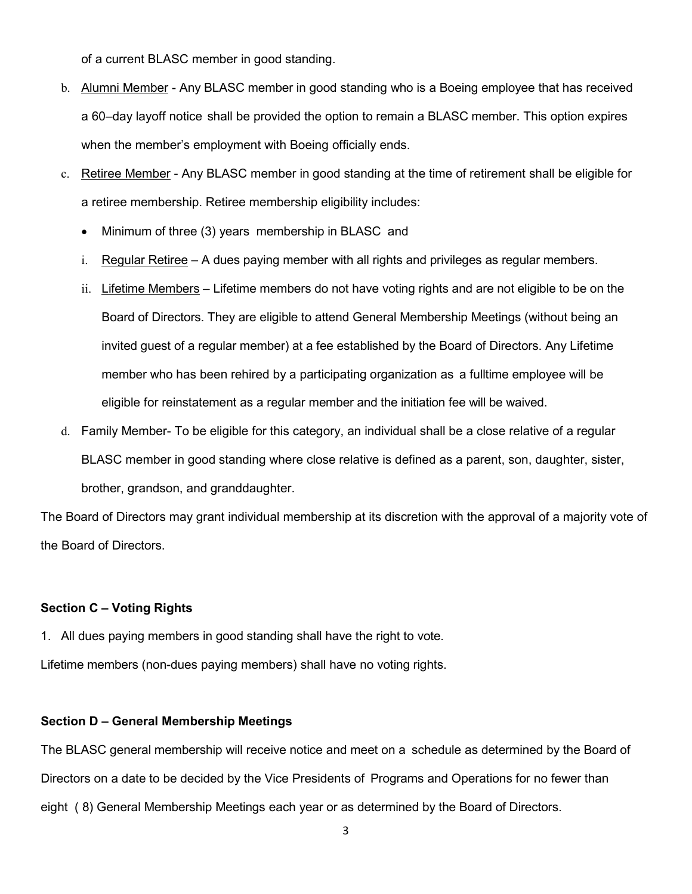of a current BLASC member in good standing.

b. Alumni Member - Any BLASC member in good standing who is a Boeing employee that has received a 60–day layoff notice shall be provided the option to remain a BLASC member. This option expires when the member's employment with Boeing officially ends.

c. Retiree Member - Any BLASC member in good standing at the time of retirement shall be eligible for a retiree membership. Retiree membership eligibility includes:

   - Minimum of three (3) years membership in BLASC and

   i. Regular Retiree – A dues paying member with all rights and privileges as regular members.

   ii. Lifetime Members – Lifetime members do not have voting rights and are not eligible to be on the Board of Directors. They are eligible to attend General Membership Meetings (without being an invited guest of a regular member) at a fee established by the Board of Directors. Any Lifetime member who has been rehired by a participating organization as a fulltime employee will be eligible for reinstatement as a regular member and the initiation fee will be waived.

d. Family Member- To be eligible for this category, an individual shall be a close relative of a regular BLASC member in good standing where close relative is defined as a parent, son, daughter, sister, brother, grandson, and granddaughter.

The Board of Directors may grant individual membership at its discretion with the approval of a majority vote of the Board of Directors.

**Section C – Voting Rights**

1. All dues paying members in good standing shall have the right to vote.

Lifetime members (non-dues paying members) shall have no voting rights.

**Section D – General Membership Meetings**

The BLASC general membership will receive notice and meet on a schedule as determined by the Board of Directors on a date to be decided by the Vice Presidents of Programs and Operations for no fewer than eight ( 8) General Membership Meetings each year or as determined by the Board of Directors.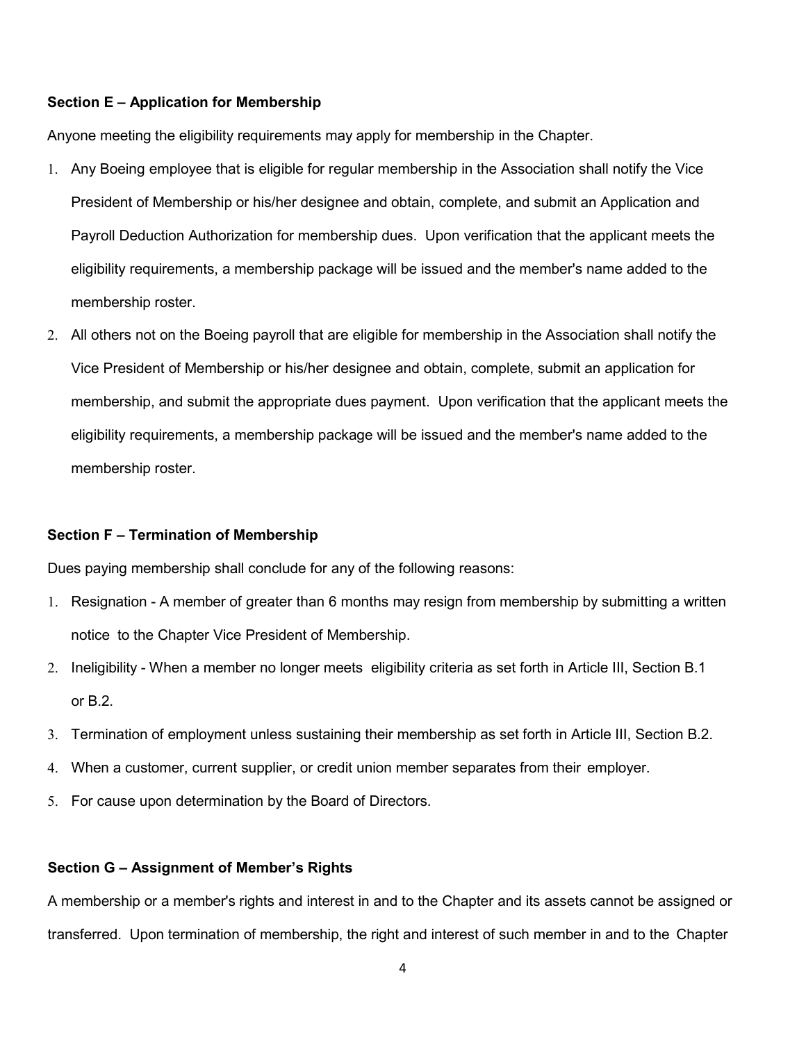**Section E – Application for Membership**

Anyone meeting the eligibility requirements may apply for membership in the Chapter.

1. Any Boeing employee that is eligible for regular membership in the Association shall notify the Vice President of Membership or his/her designee and obtain, complete, and submit an Application and Payroll Deduction Authorization for membership dues. Upon verification that the applicant meets the eligibility requirements, a membership package will be issued and the member's name added to the membership roster.
2. All others not on the Boeing payroll that are eligible for membership in the Association shall notify the Vice President of Membership or his/her designee and obtain, complete, submit an application for membership, and submit the appropriate dues payment. Upon verification that the applicant meets the eligibility requirements, a membership package will be issued and the member's name added to the membership roster.

**Section F – Termination of Membership**

Dues paying membership shall conclude for any of the following reasons:

1. Resignation - A member of greater than 6 months may resign from membership by submitting a written notice to the Chapter Vice President of Membership.
2. Ineligibility - When a member no longer meets eligibility criteria as set forth in Article III, Section B.1 or B.2.
3. Termination of employment unless sustaining their membership as set forth in Article III, Section B.2.
4. When a customer, current supplier, or credit union member separates from their employer.
5. For cause upon determination by the Board of Directors.

**Section G – Assignment of Member's Rights**

A membership or a member's rights and interest in and to the Chapter and its assets cannot be assigned or transferred. Upon termination of membership, the right and interest of such member in and to the Chapter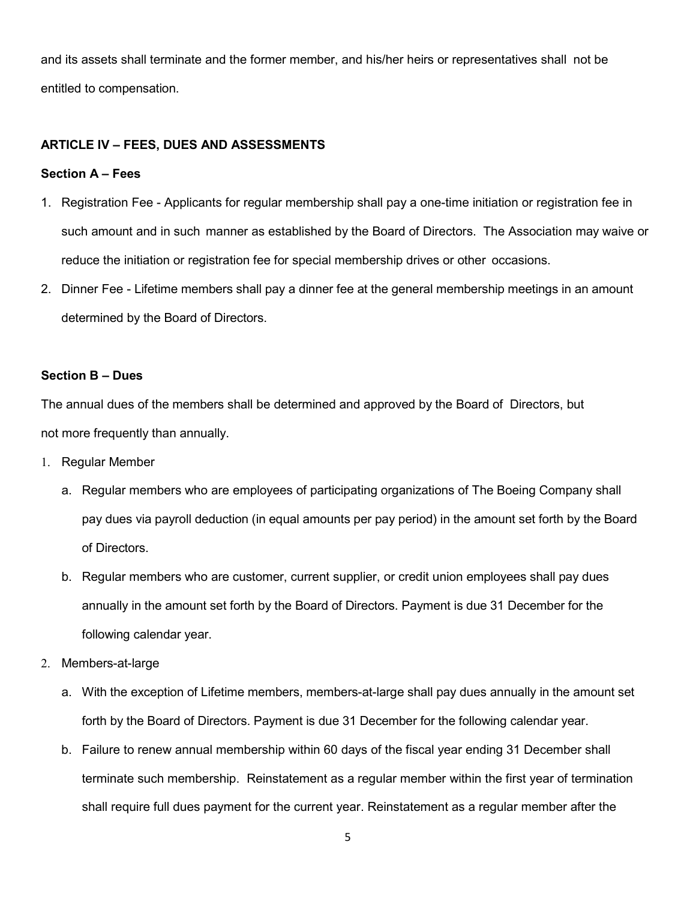and its assets shall terminate and the former member, and his/her heirs or representatives shall not be entitled to compensation.

## ARTICLE IV – FEES, DUES AND ASSESSMENTS

### Section A – Fees

1. Registration Fee - Applicants for regular membership shall pay a one-time initiation or registration fee in such amount and in such manner as established by the Board of Directors. The Association may waive or reduce the initiation or registration fee for special membership drives or other occasions.
2. Dinner Fee - Lifetime members shall pay a dinner fee at the general membership meetings in an amount determined by the Board of Directors.

### Section B – Dues

The annual dues of the members shall be determined and approved by the Board of Directors, but not more frequently than annually.

1. Regular Member
   a. Regular members who are employees of participating organizations of The Boeing Company shall pay dues via payroll deduction (in equal amounts per pay period) in the amount set forth by the Board of Directors.
   b. Regular members who are customer, current supplier, or credit union employees shall pay dues annually in the amount set forth by the Board of Directors. Payment is due 31 December for the following calendar year.
2. Members-at-large
   a. With the exception of Lifetime members, members-at-large shall pay dues annually in the amount set forth by the Board of Directors. Payment is due 31 December for the following calendar year.
   b. Failure to renew annual membership within 60 days of the fiscal year ending 31 December shall terminate such membership. Reinstatement as a regular member within the first year of termination shall require full dues payment for the current year. Reinstatement as a regular member after the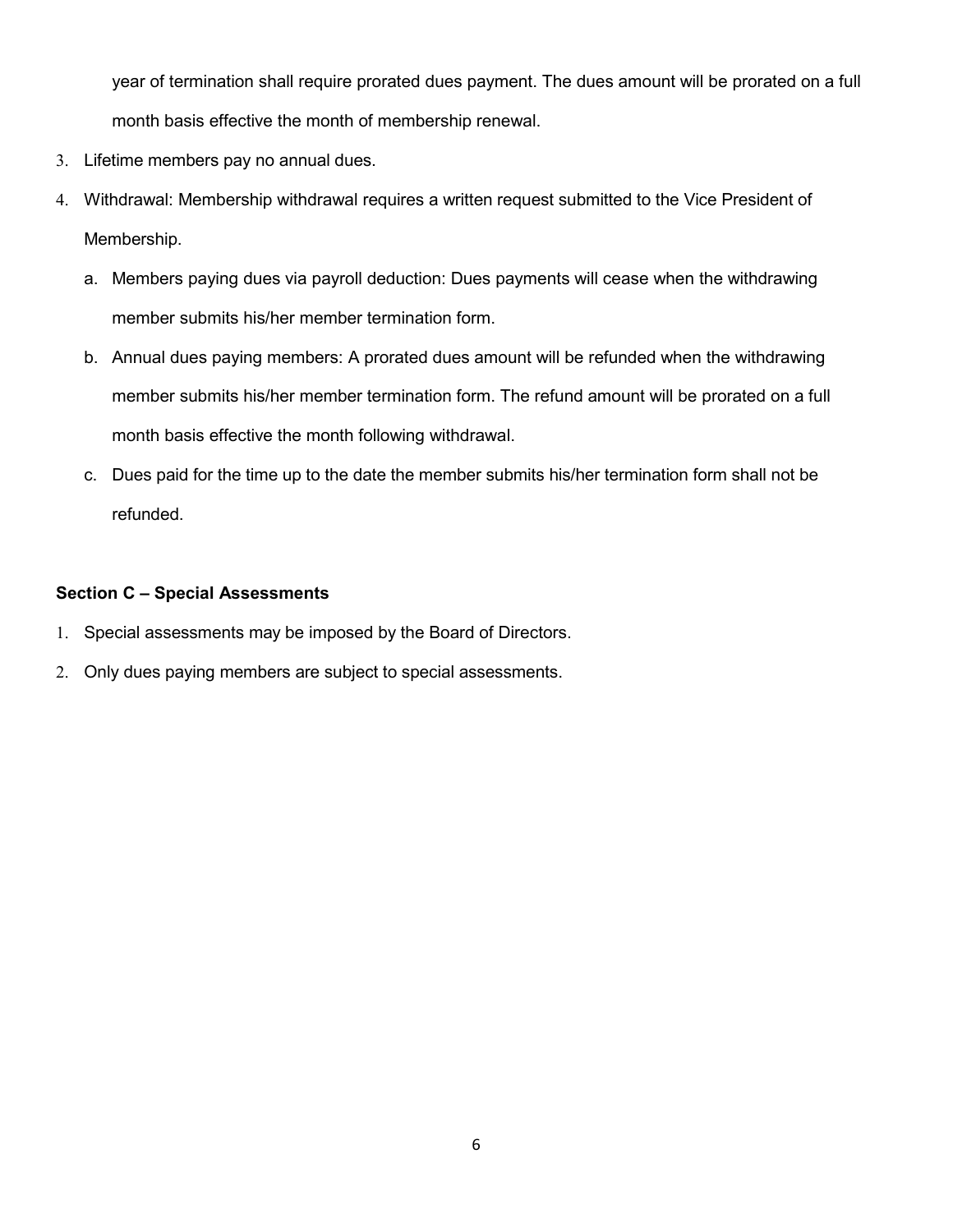year of termination shall require prorated dues payment. The dues amount will be prorated on a full month basis effective the month of membership renewal.

3. Lifetime members pay no annual dues.
4. Withdrawal: Membership withdrawal requires a written request submitted to the Vice President of Membership.
   a. Members paying dues via payroll deduction: Dues payments will cease when the withdrawing member submits his/her member termination form.
   b. Annual dues paying members: A prorated dues amount will be refunded when the withdrawing member submits his/her member termination form. The refund amount will be prorated on a full month basis effective the month following withdrawal.
   c. Dues paid for the time up to the date the member submits his/her termination form shall not be refunded.

**Section C – Special Assessments**

1. Special assessments may be imposed by the Board of Directors.
2. Only dues paying members are subject to special assessments.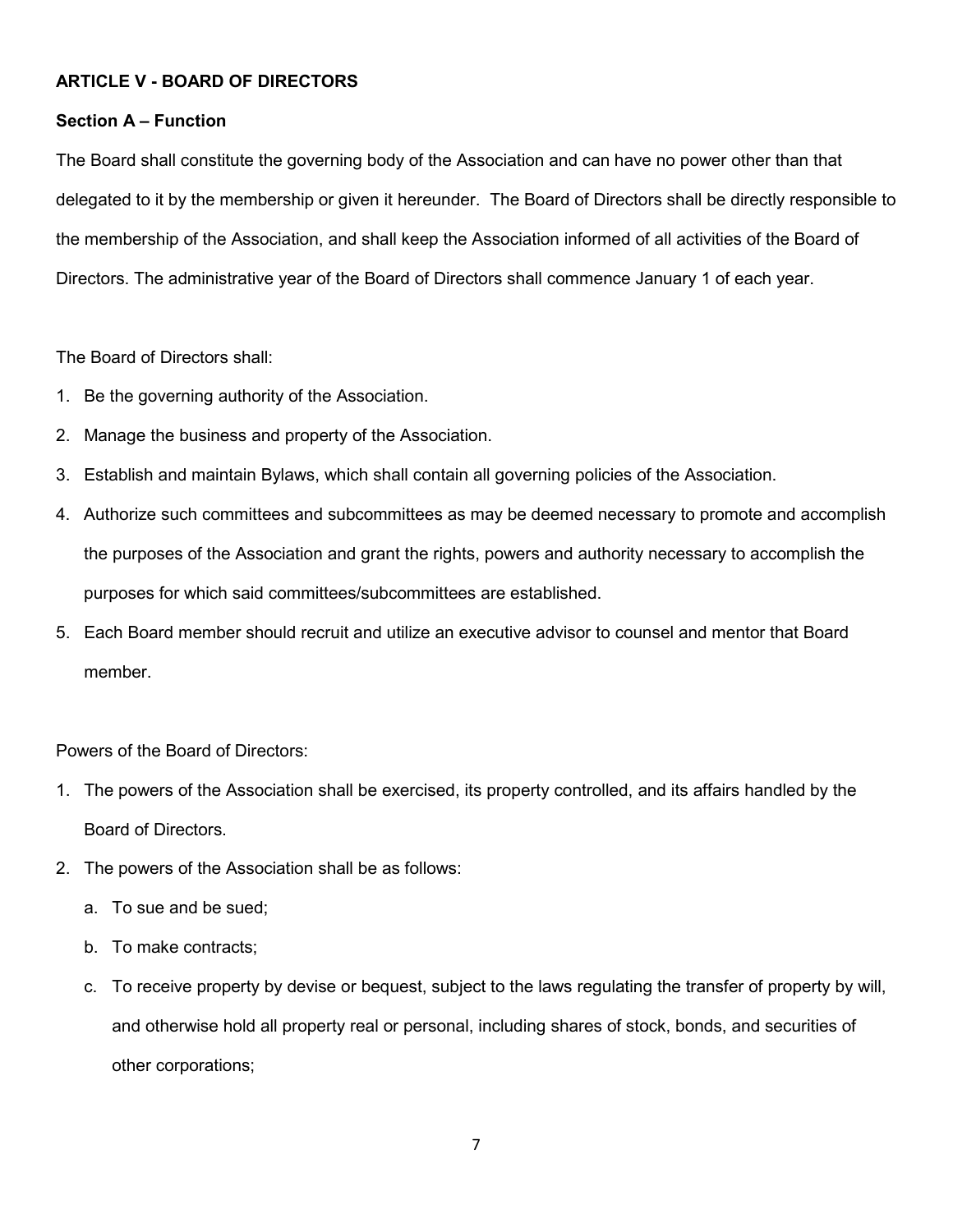## ARTICLE V - BOARD OF DIRECTORS

### Section A – Function

The Board shall constitute the governing body of the Association and can have no power other than that delegated to it by the membership or given it hereunder. The Board of Directors shall be directly responsible to the membership of the Association, and shall keep the Association informed of all activities of the Board of Directors. The administrative year of the Board of Directors shall commence January 1 of each year.

The Board of Directors shall:

1. Be the governing authority of the Association.
2. Manage the business and property of the Association.
3. Establish and maintain Bylaws, which shall contain all governing policies of the Association.
4. Authorize such committees and subcommittees as may be deemed necessary to promote and accomplish the purposes of the Association and grant the rights, powers and authority necessary to accomplish the purposes for which said committees/subcommittees are established.
5. Each Board member should recruit and utilize an executive advisor to counsel and mentor that Board member.

Powers of the Board of Directors:

1. The powers of the Association shall be exercised, its property controlled, and its affairs handled by the Board of Directors.
2. The powers of the Association shall be as follows:
    a. To sue and be sued;
    b. To make contracts;
    c. To receive property by devise or bequest, subject to the laws regulating the transfer of property by will, and otherwise hold all property real or personal, including shares of stock, bonds, and securities of other corporations;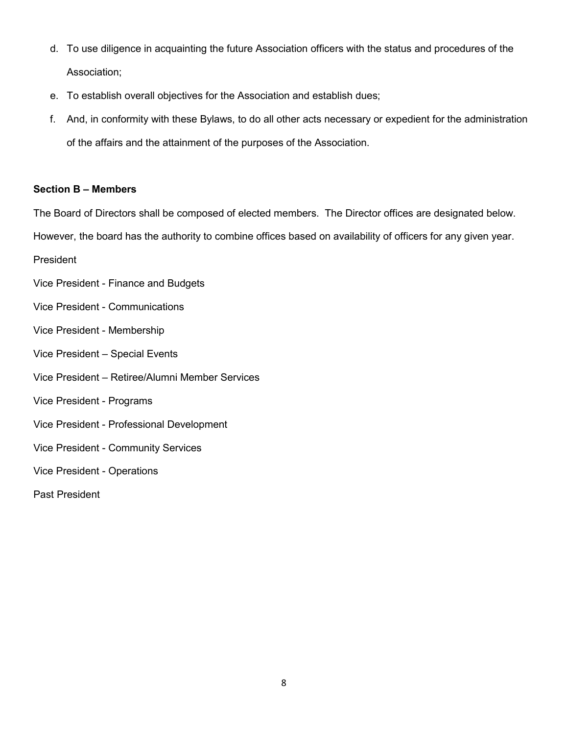d. To use diligence in acquainting the future Association officers with the status and procedures of the Association;
e. To establish overall objectives for the Association and establish dues;
f. And, in conformity with these Bylaws, to do all other acts necessary or expedient for the administration of the affairs and the attainment of the purposes of the Association.

**Section B – Members**

The Board of Directors shall be composed of elected members. The Director offices are designated below. However, the board has the authority to combine offices based on availability of officers for any given year.

President

Vice President - Finance and Budgets

Vice President - Communications

Vice President - Membership

Vice President – Special Events

Vice President – Retiree/Alumni Member Services

Vice President - Programs

Vice President - Professional Development

Vice President - Community Services

Vice President - Operations

Past President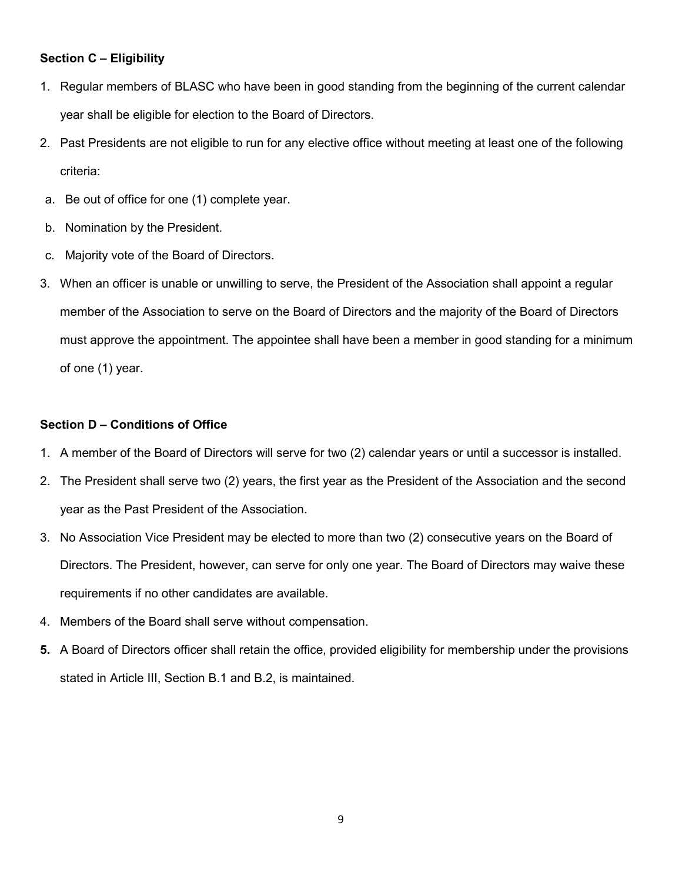**Section C – Eligibility**

1. Regular members of BLASC who have been in good standing from the beginning of the current calendar year shall be eligible for election to the Board of Directors.
2. Past Presidents are not eligible to run for any elective office without meeting at least one of the following criteria:
   a. Be out of office for one (1) complete year.
   b. Nomination by the President.
   c. Majority vote of the Board of Directors.
3. When an officer is unable or unwilling to serve, the President of the Association shall appoint a regular member of the Association to serve on the Board of Directors and the majority of the Board of Directors must approve the appointment. The appointee shall have been a member in good standing for a minimum of one (1) year.

**Section D – Conditions of Office**

1. A member of the Board of Directors will serve for two (2) calendar years or until a successor is installed.
2. The President shall serve two (2) years, the first year as the President of the Association and the second year as the Past President of the Association.
3. No Association Vice President may be elected to more than two (2) consecutive years on the Board of Directors. The President, however, can serve for only one year. The Board of Directors may waive these requirements if no other candidates are available.
4. Members of the Board shall serve without compensation.
5. A Board of Directors officer shall retain the office, provided eligibility for membership under the provisions stated in Article III, Section B.1 and B.2, is maintained.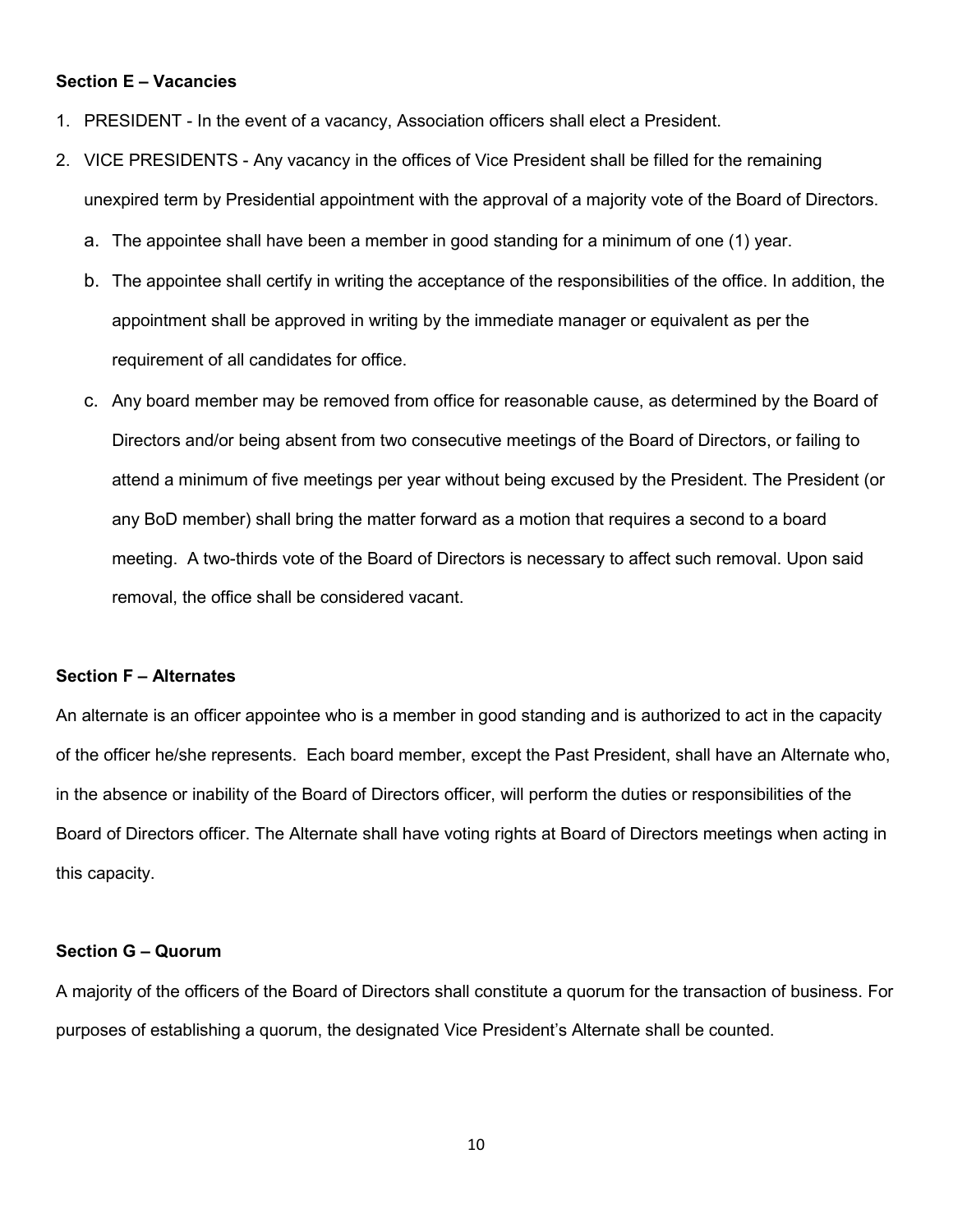**Section E – Vacancies**

1. PRESIDENT - In the event of a vacancy, Association officers shall elect a President.
2. VICE PRESIDENTS - Any vacancy in the offices of Vice President shall be filled for the remaining unexpired term by Presidential appointment with the approval of a majority vote of the Board of Directors.
   a. The appointee shall have been a member in good standing for a minimum of one (1) year.
   b. The appointee shall certify in writing the acceptance of the responsibilities of the office. In addition, the appointment shall be approved in writing by the immediate manager or equivalent as per the requirement of all candidates for office.
   c. Any board member may be removed from office for reasonable cause, as determined by the Board of Directors and/or being absent from two consecutive meetings of the Board of Directors, or failing to attend a minimum of five meetings per year without being excused by the President. The President (or any BoD member) shall bring the matter forward as a motion that requires a second to a board meeting. A two-thirds vote of the Board of Directors is necessary to affect such removal. Upon said removal, the office shall be considered vacant.

**Section F – Alternates**

An alternate is an officer appointee who is a member in good standing and is authorized to act in the capacity of the officer he/she represents. Each board member, except the Past President, shall have an Alternate who, in the absence or inability of the Board of Directors officer, will perform the duties or responsibilities of the Board of Directors officer. The Alternate shall have voting rights at Board of Directors meetings when acting in this capacity.

**Section G – Quorum**

A majority of the officers of the Board of Directors shall constitute a quorum for the transaction of business. For purposes of establishing a quorum, the designated Vice President's Alternate shall be counted.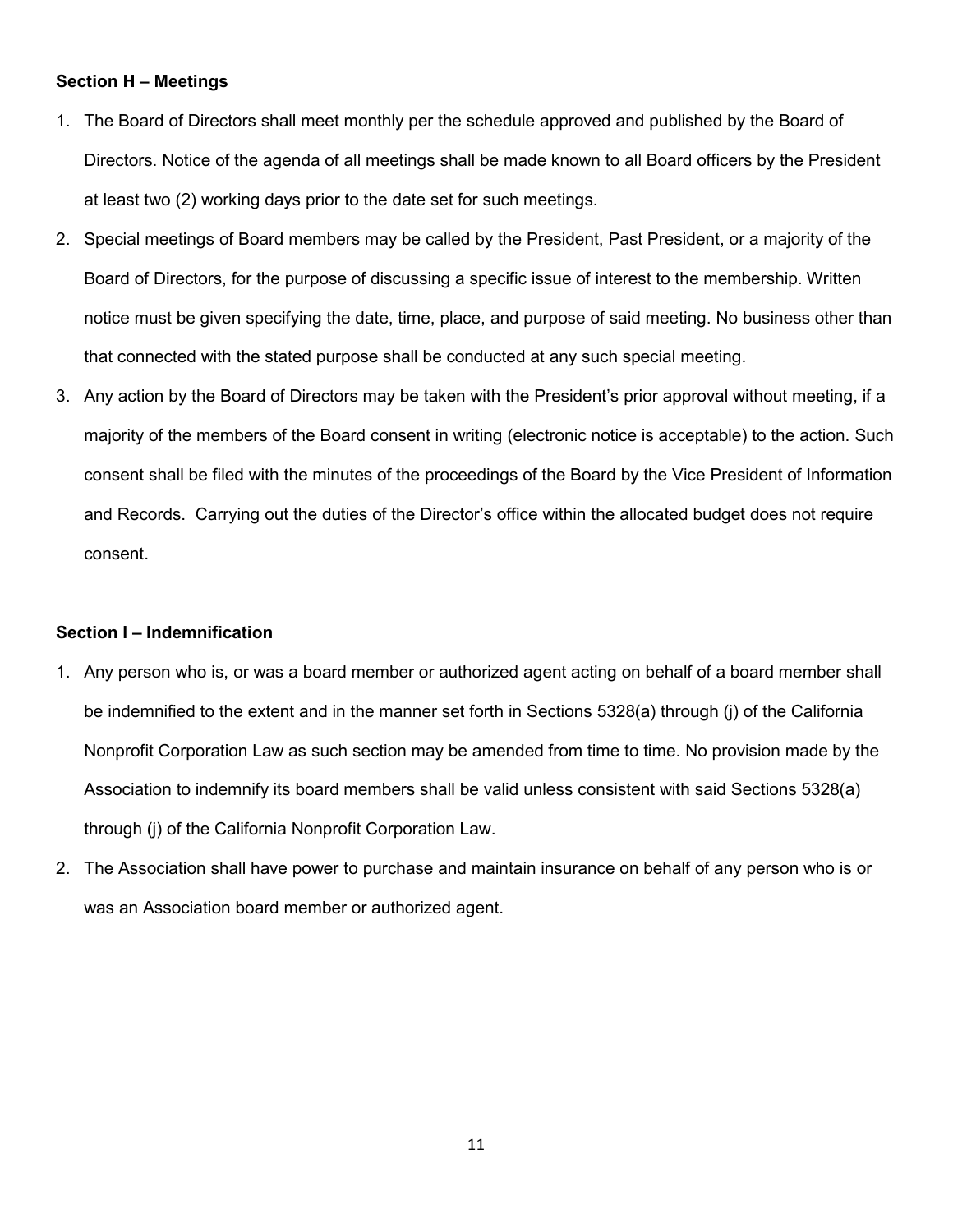**Section H – Meetings**

1. The Board of Directors shall meet monthly per the schedule approved and published by the Board of Directors. Notice of the agenda of all meetings shall be made known to all Board officers by the President at least two (2) working days prior to the date set for such meetings.
2. Special meetings of Board members may be called by the President, Past President, or a majority of the Board of Directors, for the purpose of discussing a specific issue of interest to the membership. Written notice must be given specifying the date, time, place, and purpose of said meeting. No business other than that connected with the stated purpose shall be conducted at any such special meeting.
3. Any action by the Board of Directors may be taken with the President's prior approval without meeting, if a majority of the members of the Board consent in writing (electronic notice is acceptable) to the action. Such consent shall be filed with the minutes of the proceedings of the Board by the Vice President of Information and Records. Carrying out the duties of the Director's office within the allocated budget does not require consent.

**Section I – Indemnification**

1. Any person who is, or was a board member or authorized agent acting on behalf of a board member shall be indemnified to the extent and in the manner set forth in Sections 5328(a) through (j) of the California Nonprofit Corporation Law as such section may be amended from time to time. No provision made by the Association to indemnify its board members shall be valid unless consistent with said Sections 5328(a) through (j) of the California Nonprofit Corporation Law.
2. The Association shall have power to purchase and maintain insurance on behalf of any person who is or was an Association board member or authorized agent.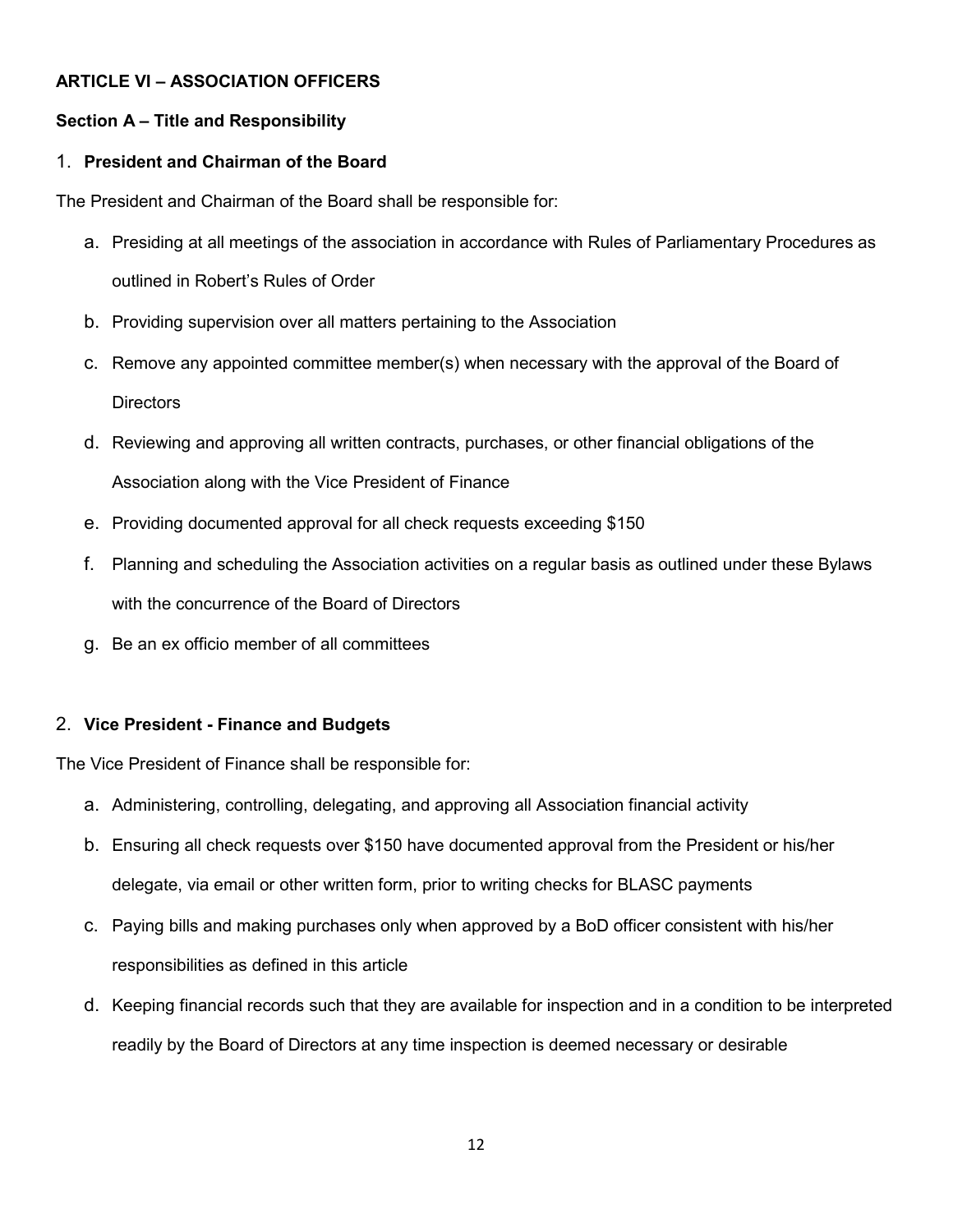## ARTICLE VI – ASSOCIATION OFFICERS

### Section A – Title and Responsibility

1. **President and Chairman of the Board**

The President and Chairman of the Board shall be responsible for:

a. Presiding at all meetings of the association in accordance with Rules of Parliamentary Procedures as outlined in Robert's Rules of Order
b. Providing supervision over all matters pertaining to the Association
c. Remove any appointed committee member(s) when necessary with the approval of the Board of Directors
d. Reviewing and approving all written contracts, purchases, or other financial obligations of the Association along with the Vice President of Finance
e. Providing documented approval for all check requests exceeding $150
f. Planning and scheduling the Association activities on a regular basis as outlined under these Bylaws with the concurrence of the Board of Directors
g. Be an ex officio member of all committees

2. **Vice President - Finance and Budgets**

The Vice President of Finance shall be responsible for:

a. Administering, controlling, delegating, and approving all Association financial activity
b. Ensuring all check requests over $150 have documented approval from the President or his/her delegate, via email or other written form, prior to writing checks for BLASC payments
c. Paying bills and making purchases only when approved by a BoD officer consistent with his/her responsibilities as defined in this article
d. Keeping financial records such that they are available for inspection and in a condition to be interpreted readily by the Board of Directors at any time inspection is deemed necessary or desirable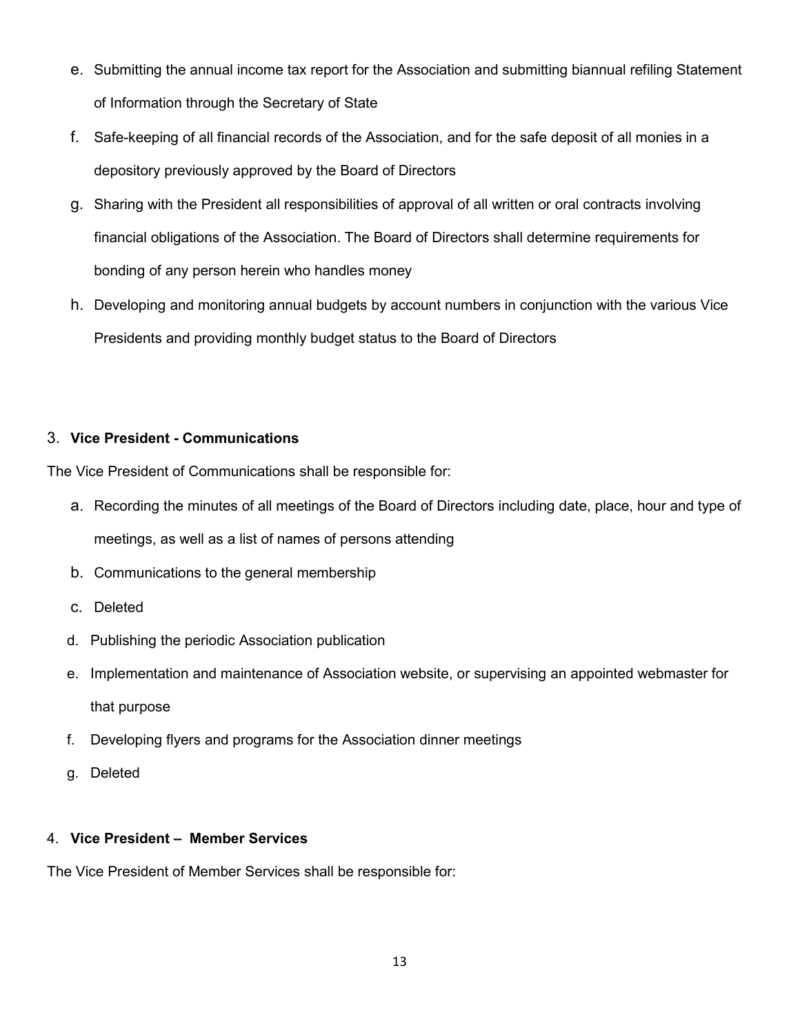e. Submitting the annual income tax report for the Association and submitting biannual refiling Statement of Information through the Secretary of State
f. Safe-keeping of all financial records of the Association, and for the safe deposit of all monies in a depository previously approved by the Board of Directors
g. Sharing with the President all responsibilities of approval of all written or oral contracts involving financial obligations of the Association. The Board of Directors shall determine requirements for bonding of any person herein who handles money
h. Developing and monitoring annual budgets by account numbers in conjunction with the various Vice Presidents and providing monthly budget status to the Board of Directors

3. **Vice President - Communications**

The Vice President of Communications shall be responsible for:

a. Recording the minutes of all meetings of the Board of Directors including date, place, hour and type of meetings, as well as a list of names of persons attending
b. Communications to the general membership
c. Deleted
d. Publishing the periodic Association publication
e. Implementation and maintenance of Association website, or supervising an appointed webmaster for that purpose
f. Developing flyers and programs for the Association dinner meetings
g. Deleted

4. **Vice President – Member Services**

The Vice President of Member Services shall be responsible for: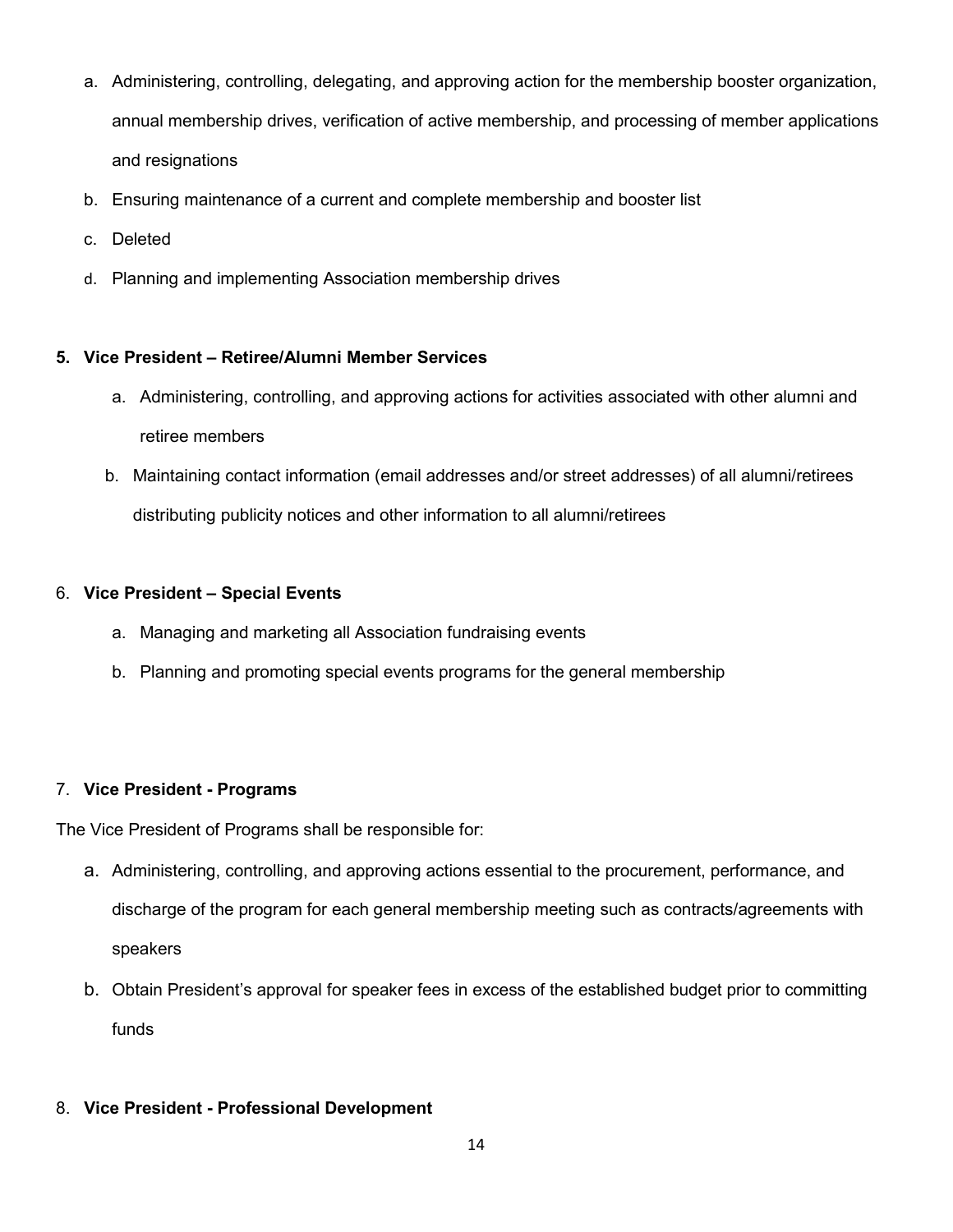a. Administering, controlling, delegating, and approving action for the membership booster organization, annual membership drives, verification of active membership, and processing of member applications and resignations
b. Ensuring maintenance of a current and complete membership and booster list
c. Deleted
d. Planning and implementing Association membership drives

**5. Vice President – Retiree/Alumni Member Services**

a. Administering, controlling, and approving actions for activities associated with other alumni and retiree members
b. Maintaining contact information (email addresses and/or street addresses) of all alumni/retirees distributing publicity notices and other information to all alumni/retirees

6. **Vice President – Special Events**

a. Managing and marketing all Association fundraising events
b. Planning and promoting special events programs for the general membership

7. **Vice President - Programs**

The Vice President of Programs shall be responsible for:

a. Administering, controlling, and approving actions essential to the procurement, performance, and discharge of the program for each general membership meeting such as contracts/agreements with speakers
b. Obtain President's approval for speaker fees in excess of the established budget prior to committing funds

8. **Vice President - Professional Development**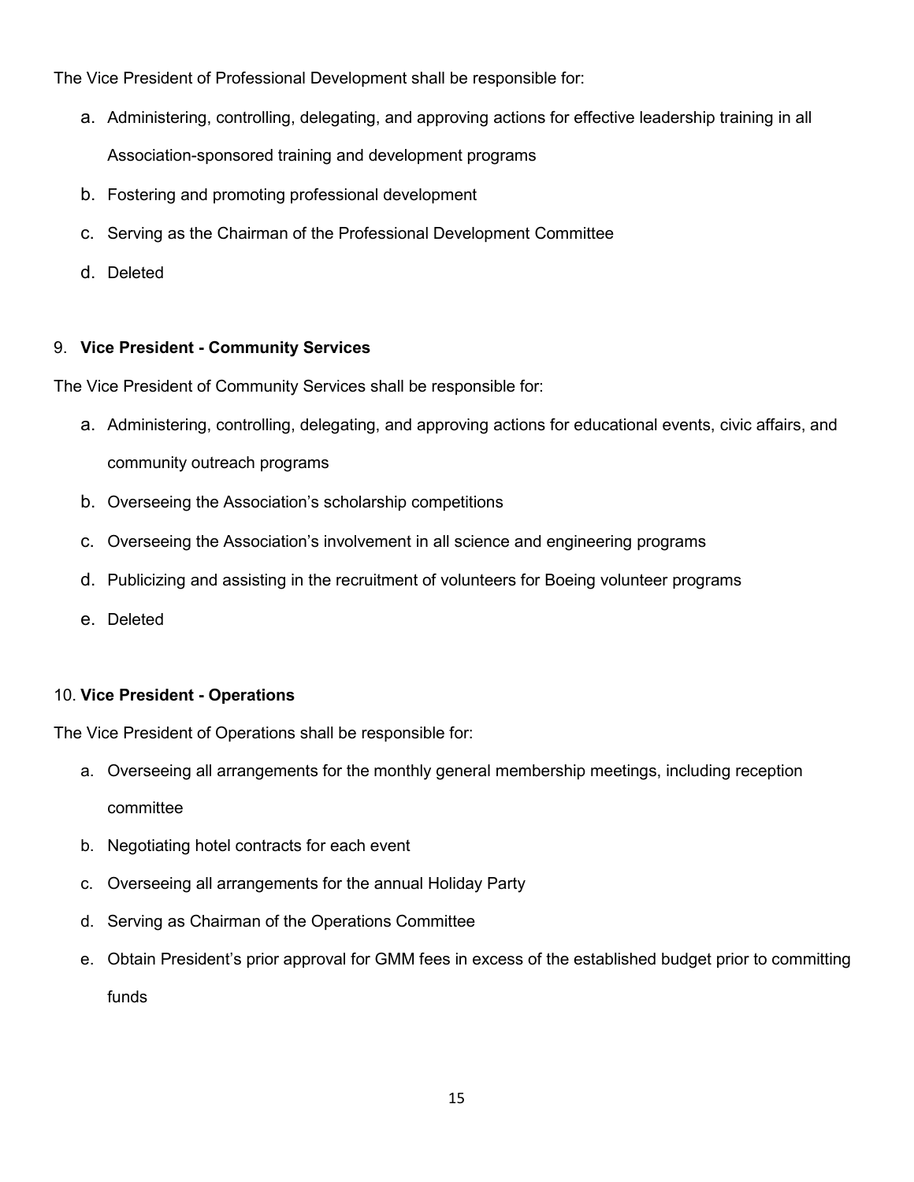The Vice President of Professional Development shall be responsible for:

a. Administering, controlling, delegating, and approving actions for effective leadership training in all Association-sponsored training and development programs
b. Fostering and promoting professional development
c. Serving as the Chairman of the Professional Development Committee
d. Deleted

9. **Vice President - Community Services**

The Vice President of Community Services shall be responsible for:

a. Administering, controlling, delegating, and approving actions for educational events, civic affairs, and community outreach programs
b. Overseeing the Association's scholarship competitions
c. Overseeing the Association's involvement in all science and engineering programs
d. Publicizing and assisting in the recruitment of volunteers for Boeing volunteer programs
e. Deleted

10. **Vice President - Operations**

The Vice President of Operations shall be responsible for:

a. Overseeing all arrangements for the monthly general membership meetings, including reception committee
b. Negotiating hotel contracts for each event
c. Overseeing all arrangements for the annual Holiday Party
d. Serving as Chairman of the Operations Committee
e. Obtain President's prior approval for GMM fees in excess of the established budget prior to committing funds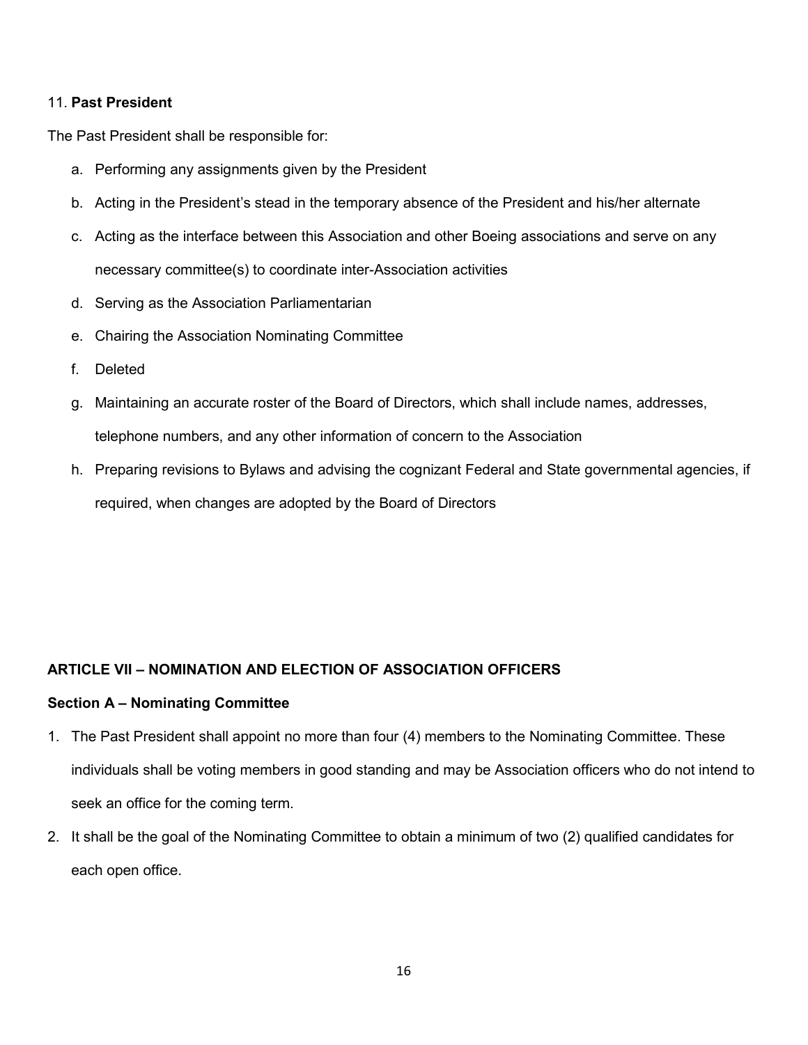11. **Past President**

The Past President shall be responsible for:

a. Performing any assignments given by the President
b. Acting in the President's stead in the temporary absence of the President and his/her alternate
c. Acting as the interface between this Association and other Boeing associations and serve on any necessary committee(s) to coordinate inter-Association activities
d. Serving as the Association Parliamentarian
e. Chairing the Association Nominating Committee
f. Deleted
g. Maintaining an accurate roster of the Board of Directors, which shall include names, addresses, telephone numbers, and any other information of concern to the Association
h. Preparing revisions to Bylaws and advising the cognizant Federal and State governmental agencies, if required, when changes are adopted by the Board of Directors

## ARTICLE VII – NOMINATION AND ELECTION OF ASSOCIATION OFFICERS

### Section A – Nominating Committee

1. The Past President shall appoint no more than four (4) members to the Nominating Committee. These individuals shall be voting members in good standing and may be Association officers who do not intend to seek an office for the coming term.
2. It shall be the goal of the Nominating Committee to obtain a minimum of two (2) qualified candidates for each open office.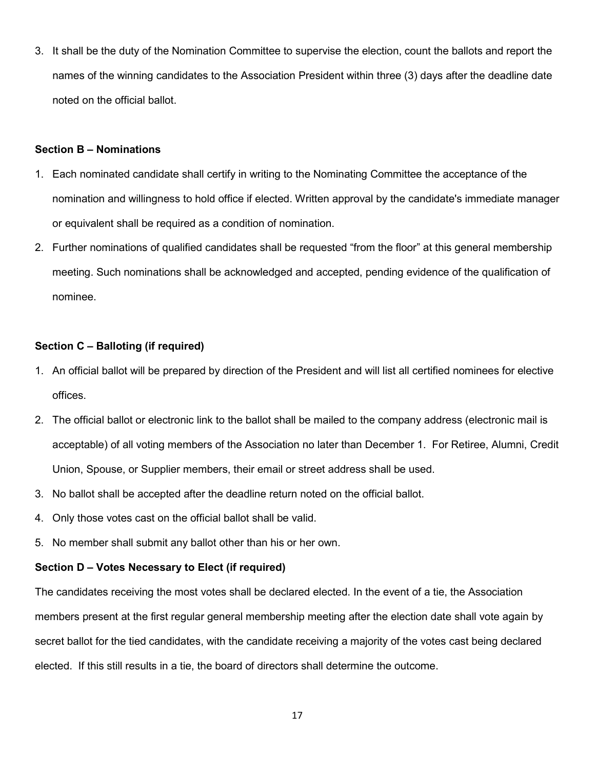3. It shall be the duty of the Nomination Committee to supervise the election, count the ballots and report the names of the winning candidates to the Association President within three (3) days after the deadline date noted on the official ballot.

**Section B – Nominations**

1. Each nominated candidate shall certify in writing to the Nominating Committee the acceptance of the nomination and willingness to hold office if elected. Written approval by the candidate's immediate manager or equivalent shall be required as a condition of nomination.
2. Further nominations of qualified candidates shall be requested "from the floor" at this general membership meeting. Such nominations shall be acknowledged and accepted, pending evidence of the qualification of nominee.

**Section C – Balloting (if required)**

1. An official ballot will be prepared by direction of the President and will list all certified nominees for elective offices.
2. The official ballot or electronic link to the ballot shall be mailed to the company address (electronic mail is acceptable) of all voting members of the Association no later than December 1. For Retiree, Alumni, Credit Union, Spouse, or Supplier members, their email or street address shall be used.
3. No ballot shall be accepted after the deadline return noted on the official ballot.
4. Only those votes cast on the official ballot shall be valid.
5. No member shall submit any ballot other than his or her own.

**Section D – Votes Necessary to Elect (if required)**

The candidates receiving the most votes shall be declared elected. In the event of a tie, the Association members present at the first regular general membership meeting after the election date shall vote again by secret ballot for the tied candidates, with the candidate receiving a majority of the votes cast being declared elected. If this still results in a tie, the board of directors shall determine the outcome.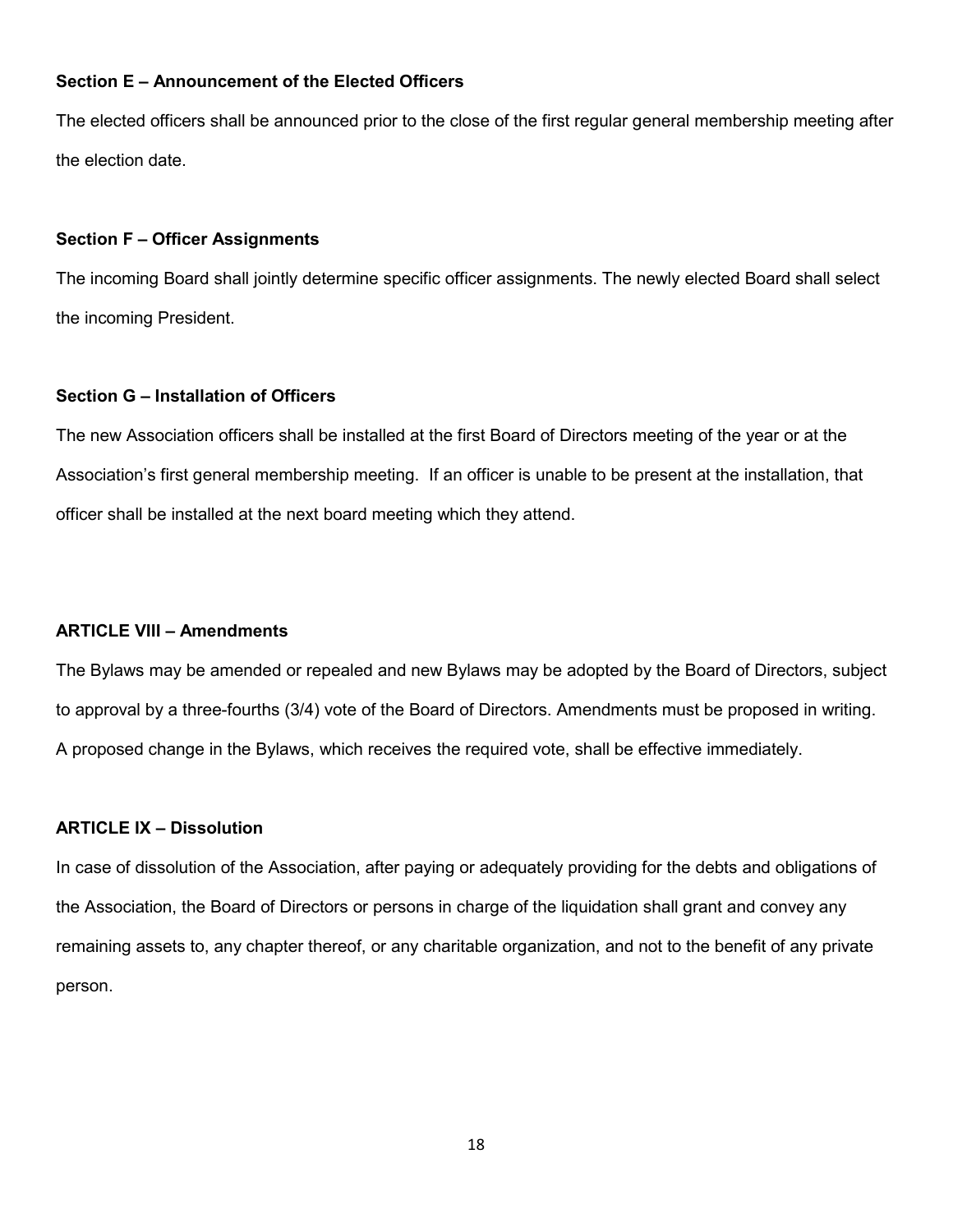**Section E – Announcement of the Elected Officers**

The elected officers shall be announced prior to the close of the first regular general membership meeting after the election date.

**Section F – Officer Assignments**

The incoming Board shall jointly determine specific officer assignments. The newly elected Board shall select the incoming President.

**Section G – Installation of Officers**

The new Association officers shall be installed at the first Board of Directors meeting of the year or at the Association's first general membership meeting. If an officer is unable to be present at the installation, that officer shall be installed at the next board meeting which they attend.

## ARTICLE VIII – Amendments

The Bylaws may be amended or repealed and new Bylaws may be adopted by the Board of Directors, subject to approval by a three-fourths (3/4) vote of the Board of Directors. Amendments must be proposed in writing. A proposed change in the Bylaws, which receives the required vote, shall be effective immediately.

## ARTICLE IX – Dissolution

In case of dissolution of the Association, after paying or adequately providing for the debts and obligations of the Association, the Board of Directors or persons in charge of the liquidation shall grant and convey any remaining assets to, any chapter thereof, or any charitable organization, and not to the benefit of any private person.